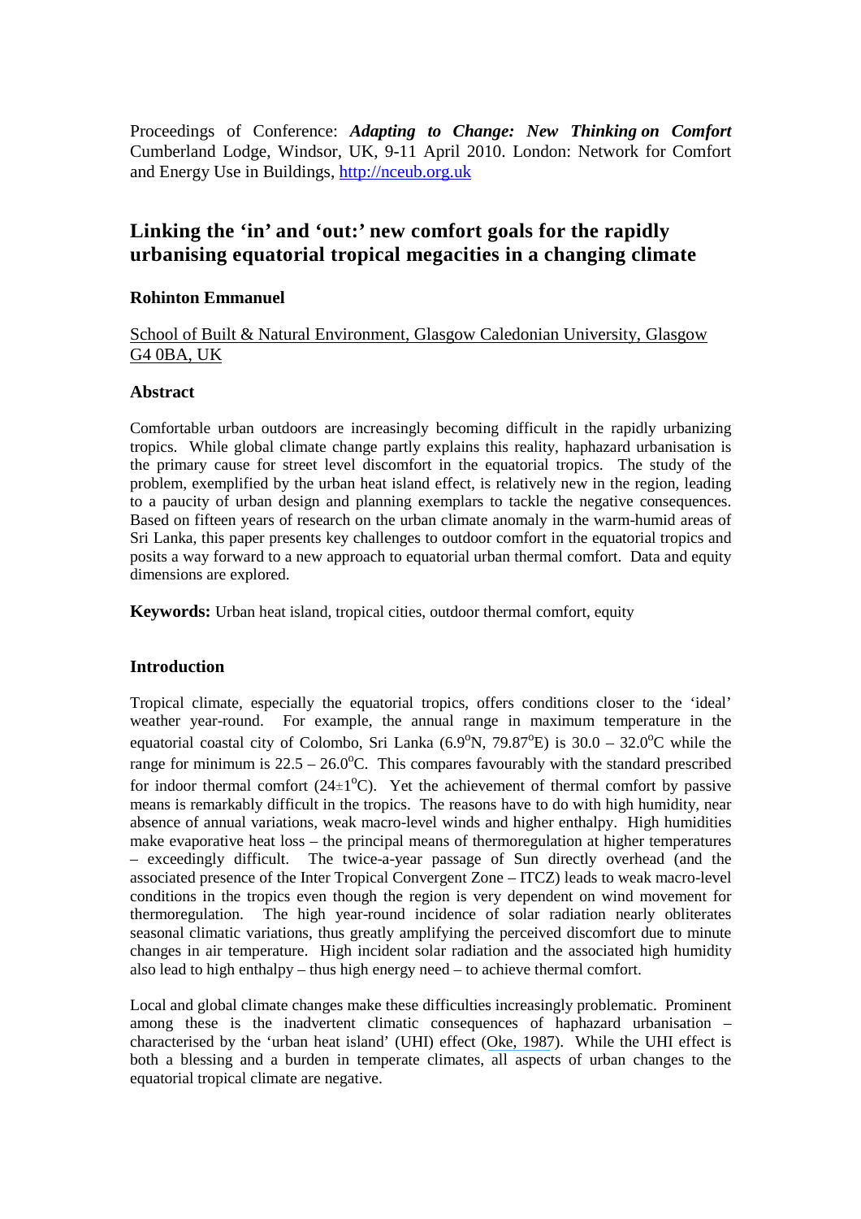Proceedings of Conference: ***Adapting to Change: New Thinking on Comfort*** Cumberland Lodge, Windsor, UK, 9-11 April 2010. London: Network for Comfort and Energy Use in Buildings, http://nceub.org.uk

# Linking the 'in' and 'out:' new comfort goals for the rapidly urbanising equatorial tropical megacities in a changing climate

**Rohinton Emmanuel**

School of Built & Natural Environment, Glasgow Caledonian University, Glasgow G4 0BA, UK

## Abstract

Comfortable urban outdoors are increasingly becoming difficult in the rapidly urbanizing tropics. While global climate change partly explains this reality, haphazard urbanisation is the primary cause for street level discomfort in the equatorial tropics. The study of the problem, exemplified by the urban heat island effect, is relatively new in the region, leading to a paucity of urban design and planning exemplars to tackle the negative consequences. Based on fifteen years of research on the urban climate anomaly in the warm-humid areas of Sri Lanka, this paper presents key challenges to outdoor comfort in the equatorial tropics and posits a way forward to a new approach to equatorial urban thermal comfort. Data and equity dimensions are explored.

**Keywords:** Urban heat island, tropical cities, outdoor thermal comfort, equity

## Introduction

Tropical climate, especially the equatorial tropics, offers conditions closer to the 'ideal' weather year-round. For example, the annual range in maximum temperature in the equatorial coastal city of Colombo, Sri Lanka (6.9°N, 79.87°E) is 30.0 – 32.0°C while the range for minimum is 22.5 – 26.0°C. This compares favourably with the standard prescribed for indoor thermal comfort (24±1°C). Yet the achievement of thermal comfort by passive means is remarkably difficult in the tropics. The reasons have to do with high humidity, near absence of annual variations, weak macro-level winds and higher enthalpy. High humidities make evaporative heat loss – the principal means of thermoregulation at higher temperatures – exceedingly difficult. The twice-a-year passage of Sun directly overhead (and the associated presence of the Inter Tropical Convergent Zone – ITCZ) leads to weak macro-level conditions in the tropics even though the region is very dependent on wind movement for thermoregulation. The high year-round incidence of solar radiation nearly obliterates seasonal climatic variations, thus greatly amplifying the perceived discomfort due to minute changes in air temperature. High incident solar radiation and the associated high humidity also lead to high enthalpy – thus high energy need – to achieve thermal comfort.

Local and global climate changes make these difficulties increasingly problematic. Prominent among these is the inadvertent climatic consequences of haphazard urbanisation – characterised by the 'urban heat island' (UHI) effect (Oke, 1987). While the UHI effect is both a blessing and a burden in temperate climates, all aspects of urban changes to the equatorial tropical climate are negative.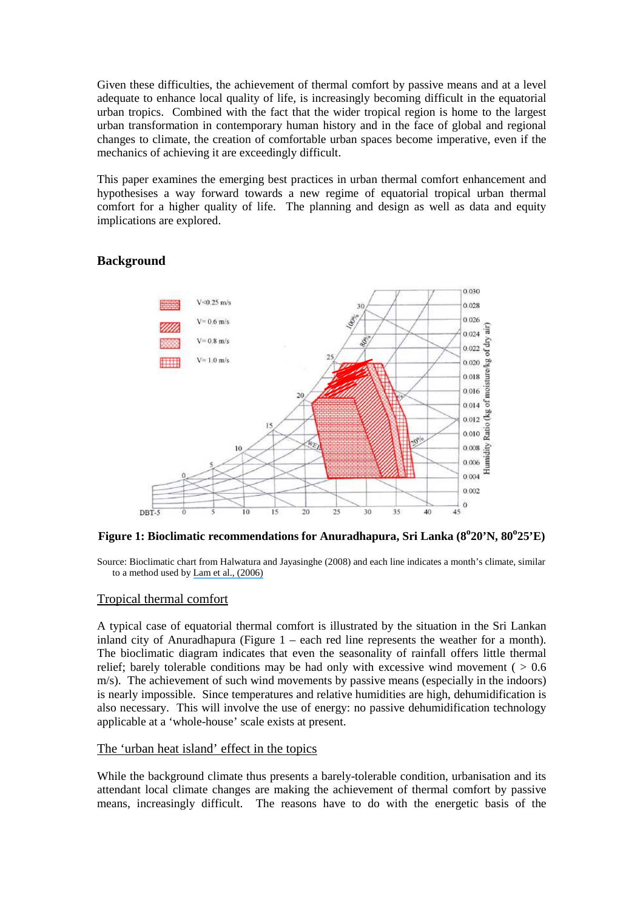Given these difficulties, the achievement of thermal comfort by passive means and at a level adequate to enhance local quality of life, is increasingly becoming difficult in the equatorial urban tropics. Combined with the fact that the wider tropical region is home to the largest urban transformation in contemporary human history and in the face of global and regional changes to climate, the creation of comfortable urban spaces become imperative, even if the mechanics of achieving it are exceedingly difficult.

This paper examines the emerging best practices in urban thermal comfort enhancement and hypothesises a way forward towards a new regime of equatorial tropical urban thermal comfort for a higher quality of life. The planning and design as well as data and equity implications are explored.

## Background

**Figure 1: Bioclimatic recommendations for Anuradhapura, Sri Lanka (8°20'N, 80°25'E)**

Source: Bioclimatic chart from Halwatura and Jayasinghe (2008) and each line indicates a month's climate, similar to a method used by Lam et al., (2006)

### Tropical thermal comfort

A typical case of equatorial thermal comfort is illustrated by the situation in the Sri Lankan inland city of Anuradhapura (Figure 1 – each red line represents the weather for a month). The bioclimatic diagram indicates that even the seasonality of rainfall offers little thermal relief; barely tolerable conditions may be had only with excessive wind movement ( > 0.6 m/s). The achievement of such wind movements by passive means (especially in the indoors) is nearly impossible. Since temperatures and relative humidities are high, dehumidification is also necessary. This will involve the use of energy: no passive dehumidification technology applicable at a 'whole-house' scale exists at present.

### The 'urban heat island' effect in the topics

While the background climate thus presents a barely-tolerable condition, urbanisation and its attendant local climate changes are making the achievement of thermal comfort by passive means, increasingly difficult. The reasons have to do with the energetic basis of the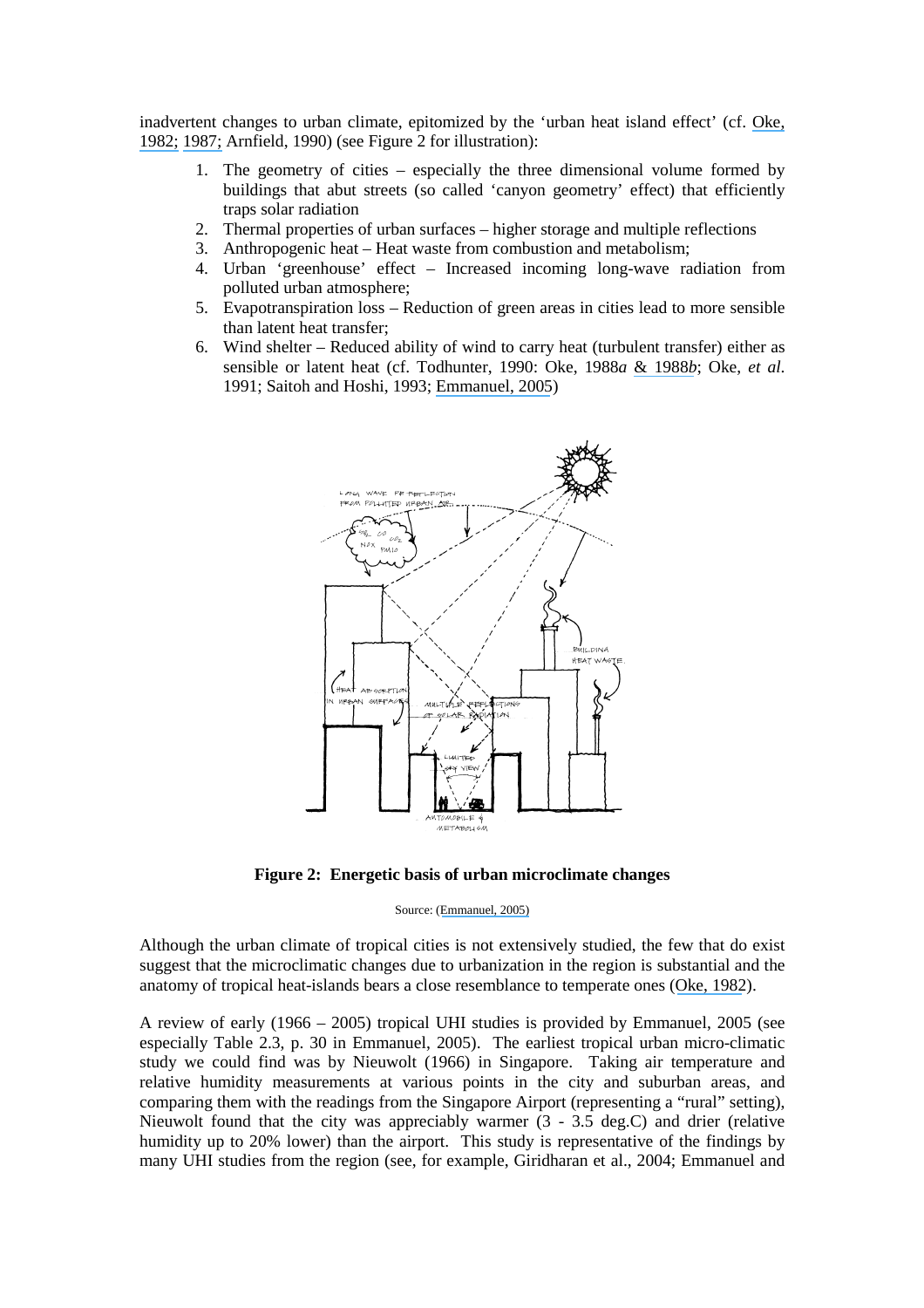inadvertent changes to urban climate, epitomized by the 'urban heat island effect' (cf. Oke, 1982; 1987; Arnfield, 1990) (see Figure 2 for illustration):

1. The geometry of cities – especially the three dimensional volume formed by buildings that abut streets (so called 'canyon geometry' effect) that efficiently traps solar radiation
2. Thermal properties of urban surfaces – higher storage and multiple reflections
3. Anthropogenic heat – Heat waste from combustion and metabolism;
4. Urban 'greenhouse' effect – Increased incoming long-wave radiation from polluted urban atmosphere;
5. Evapotranspiration loss – Reduction of green areas in cities lead to more sensible than latent heat transfer;
6. Wind shelter – Reduced ability of wind to carry heat (turbulent transfer) either as sensible or latent heat (cf. Todhunter, 1990: Oke, 1988*a* & 1988*b*; Oke, *et al*. 1991; Saitoh and Hoshi, 1993; Emmanuel, 2005)

**Figure 2: Energetic basis of urban microclimate changes**

Source: (Emmanuel, 2005)

Although the urban climate of tropical cities is not extensively studied, the few that do exist suggest that the microclimatic changes due to urbanization in the region is substantial and the anatomy of tropical heat-islands bears a close resemblance to temperate ones (Oke, 1982).

A review of early (1966 – 2005) tropical UHI studies is provided by Emmanuel, 2005 (see especially Table 2.3, p. 30 in Emmanuel, 2005). The earliest tropical urban micro-climatic study we could find was by Nieuwolt (1966) in Singapore. Taking air temperature and relative humidity measurements at various points in the city and suburban areas, and comparing them with the readings from the Singapore Airport (representing a "rural" setting), Nieuwolt found that the city was appreciably warmer (3 - 3.5 deg.C) and drier (relative humidity up to 20% lower) than the airport. This study is representative of the findings by many UHI studies from the region (see, for example, Giridharan et al., 2004; Emmanuel and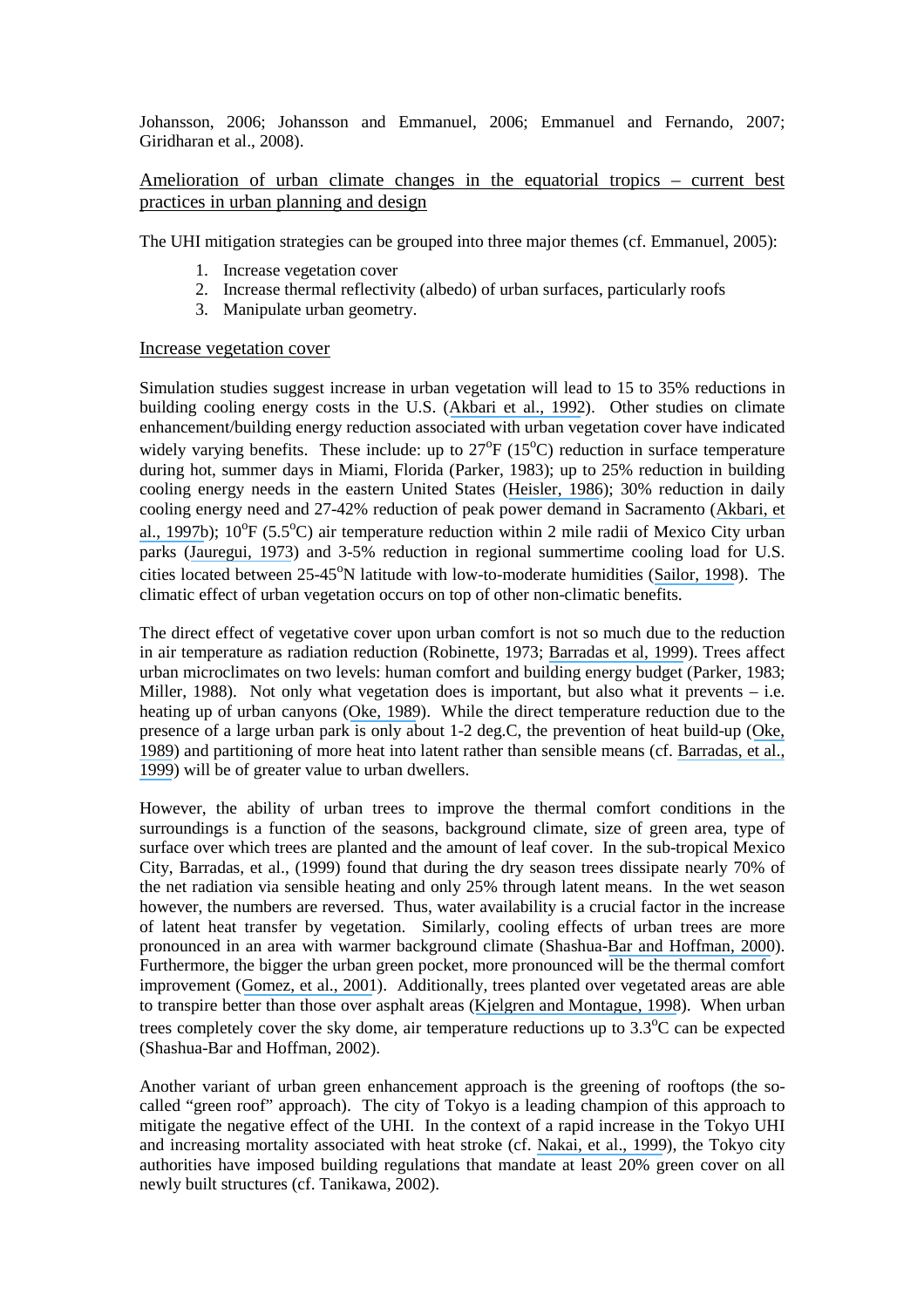Johansson, 2006; Johansson and Emmanuel, 2006; Emmanuel and Fernando, 2007; Giridharan et al., 2008).

## Amelioration of urban climate changes in the equatorial tropics – current best practices in urban planning and design

The UHI mitigation strategies can be grouped into three major themes (cf. Emmanuel, 2005):

1. Increase vegetation cover
2. Increase thermal reflectivity (albedo) of urban surfaces, particularly roofs
3. Manipulate urban geometry.

### Increase vegetation cover

Simulation studies suggest increase in urban vegetation will lead to 15 to 35% reductions in building cooling energy costs in the U.S. (Akbari et al., 1992). Other studies on climate enhancement/building energy reduction associated with urban vegetation cover have indicated widely varying benefits. These include: up to 27$^o$F (15$^o$C) reduction in surface temperature during hot, summer days in Miami, Florida (Parker, 1983); up to 25% reduction in building cooling energy needs in the eastern United States (Heisler, 1986); 30% reduction in daily cooling energy need and 27-42% reduction of peak power demand in Sacramento (Akbari, et al., 1997b); 10$^o$F (5.5$^o$C) air temperature reduction within 2 mile radii of Mexico City urban parks (Jauregui, 1973) and 3-5% reduction in regional summertime cooling load for U.S. cities located between 25-45$^o$N latitude with low-to-moderate humidities (Sailor, 1998). The climatic effect of urban vegetation occurs on top of other non-climatic benefits.

The direct effect of vegetative cover upon urban comfort is not so much due to the reduction in air temperature as radiation reduction (Robinette, 1973; Barradas et al, 1999). Trees affect urban microclimates on two levels: human comfort and building energy budget (Parker, 1983; Miller, 1988). Not only what vegetation does is important, but also what it prevents – i.e. heating up of urban canyons (Oke, 1989). While the direct temperature reduction due to the presence of a large urban park is only about 1-2 deg.C, the prevention of heat build-up (Oke, 1989) and partitioning of more heat into latent rather than sensible means (cf. Barradas, et al., 1999) will be of greater value to urban dwellers.

However, the ability of urban trees to improve the thermal comfort conditions in the surroundings is a function of the seasons, background climate, size of green area, type of surface over which trees are planted and the amount of leaf cover. In the sub-tropical Mexico City, Barradas, et al., (1999) found that during the dry season trees dissipate nearly 70% of the net radiation via sensible heating and only 25% through latent means. In the wet season however, the numbers are reversed. Thus, water availability is a crucial factor in the increase of latent heat transfer by vegetation. Similarly, cooling effects of urban trees are more pronounced in an area with warmer background climate (Shashua-Bar and Hoffman, 2000). Furthermore, the bigger the urban green pocket, more pronounced will be the thermal comfort improvement (Gomez, et al., 2001). Additionally, trees planted over vegetated areas are able to transpire better than those over asphalt areas (Kjelgren and Montague, 1998). When urban trees completely cover the sky dome, air temperature reductions up to 3.3$^o$C can be expected (Shashua-Bar and Hoffman, 2002).

Another variant of urban green enhancement approach is the greening of rooftops (the so-called "green roof" approach). The city of Tokyo is a leading champion of this approach to mitigate the negative effect of the UHI. In the context of a rapid increase in the Tokyo UHI and increasing mortality associated with heat stroke (cf. Nakai, et al., 1999), the Tokyo city authorities have imposed building regulations that mandate at least 20% green cover on all newly built structures (cf. Tanikawa, 2002).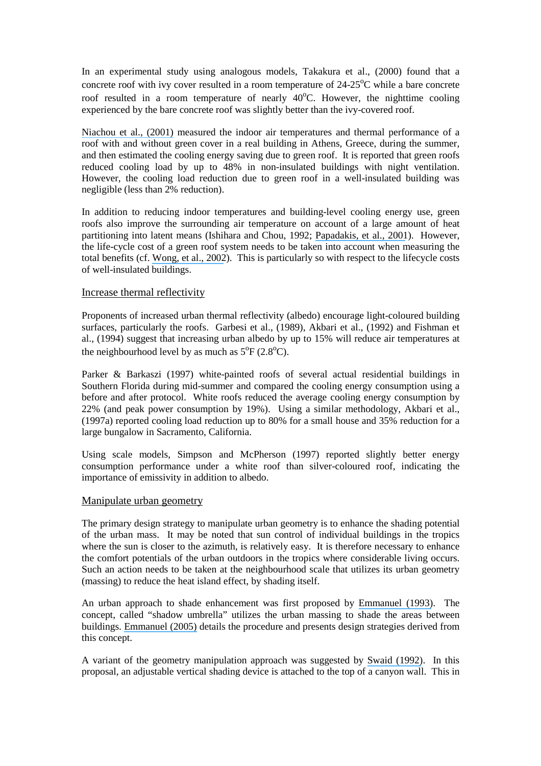In an experimental study using analogous models, Takakura et al., (2000) found that a concrete roof with ivy cover resulted in a room temperature of 24-25$^{o}$C while a bare concrete roof resulted in a room temperature of nearly 40$^{o}$C. However, the nighttime cooling experienced by the bare concrete roof was slightly better than the ivy-covered roof.

Niachou et al., (2001) measured the indoor air temperatures and thermal performance of a roof with and without green cover in a real building in Athens, Greece, during the summer, and then estimated the cooling energy saving due to green roof. It is reported that green roofs reduced cooling load by up to 48% in non-insulated buildings with night ventilation. However, the cooling load reduction due to green roof in a well-insulated building was negligible (less than 2% reduction).

In addition to reducing indoor temperatures and building-level cooling energy use, green roofs also improve the surrounding air temperature on account of a large amount of heat partitioning into latent means (Ishihara and Chou, 1992; Papadakis, et al., 2001). However, the life-cycle cost of a green roof system needs to be taken into account when measuring the total benefits (cf. Wong, et al., 2002). This is particularly so with respect to the lifecycle costs of well-insulated buildings.

## Increase thermal reflectivity

Proponents of increased urban thermal reflectivity (albedo) encourage light-coloured building surfaces, particularly the roofs. Garbesi et al., (1989), Akbari et al., (1992) and Fishman et al., (1994) suggest that increasing urban albedo by up to 15% will reduce air temperatures at the neighbourhood level by as much as 5$^{o}$F (2.8$^{o}$C).

Parker & Barkaszi (1997) white-painted roofs of several actual residential buildings in Southern Florida during mid-summer and compared the cooling energy consumption using a before and after protocol. White roofs reduced the average cooling energy consumption by 22% (and peak power consumption by 19%). Using a similar methodology, Akbari et al., (1997a) reported cooling load reduction up to 80% for a small house and 35% reduction for a large bungalow in Sacramento, California.

Using scale models, Simpson and McPherson (1997) reported slightly better energy consumption performance under a white roof than silver-coloured roof, indicating the importance of emissivity in addition to albedo.

## Manipulate urban geometry

The primary design strategy to manipulate urban geometry is to enhance the shading potential of the urban mass. It may be noted that sun control of individual buildings in the tropics where the sun is closer to the azimuth, is relatively easy. It is therefore necessary to enhance the comfort potentials of the urban outdoors in the tropics where considerable living occurs. Such an action needs to be taken at the neighbourhood scale that utilizes its urban geometry (massing) to reduce the heat island effect, by shading itself.

An urban approach to shade enhancement was first proposed by Emmanuel (1993). The concept, called "shadow umbrella" utilizes the urban massing to shade the areas between buildings. Emmanuel (2005) details the procedure and presents design strategies derived from this concept.

A variant of the geometry manipulation approach was suggested by Swaid (1992). In this proposal, an adjustable vertical shading device is attached to the top of a canyon wall. This in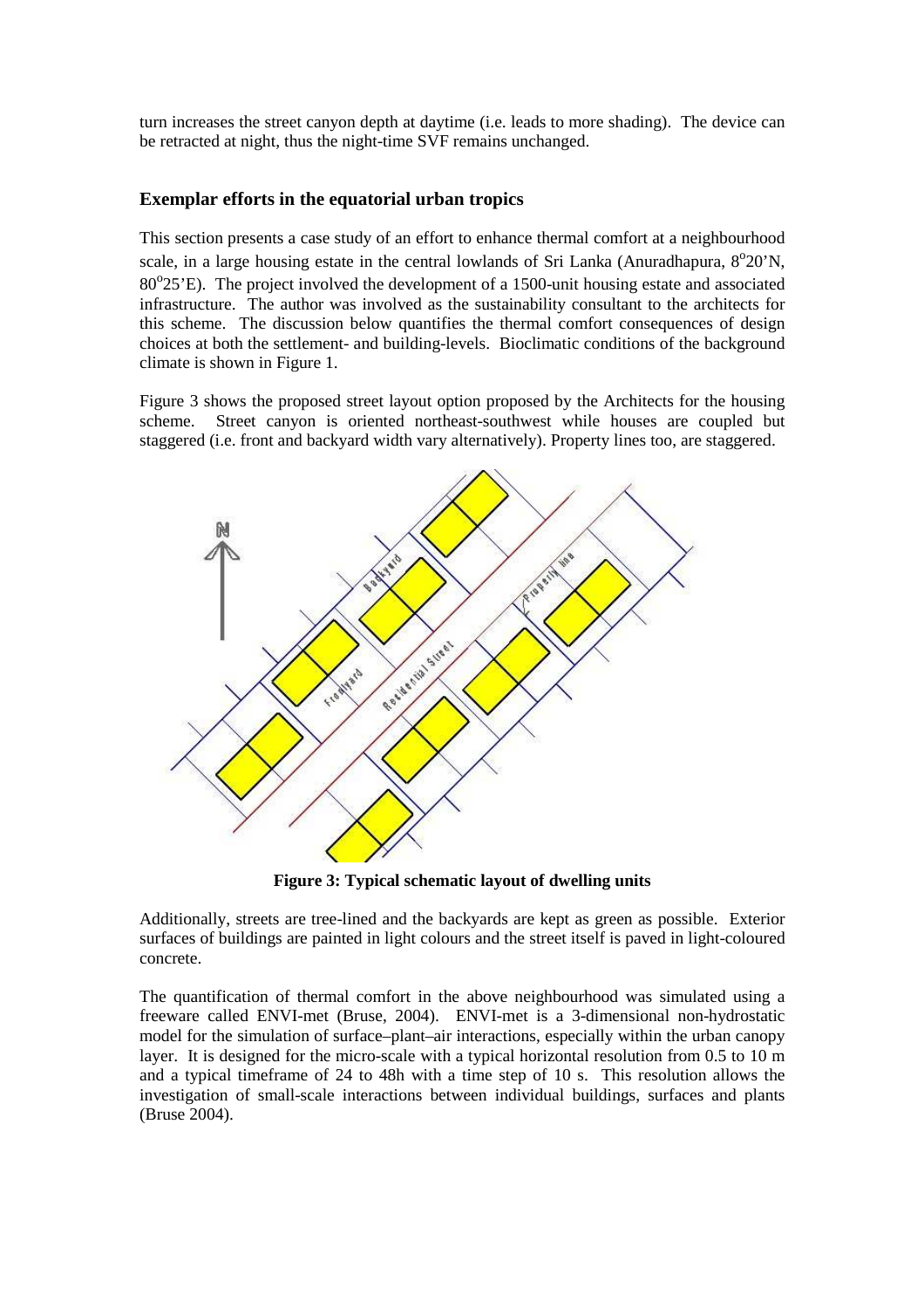turn increases the street canyon depth at daytime (i.e. leads to more shading). The device can be retracted at night, thus the night-time SVF remains unchanged.

## Exemplar efforts in the equatorial urban tropics

This section presents a case study of an effort to enhance thermal comfort at a neighbourhood scale, in a large housing estate in the central lowlands of Sri Lanka (Anuradhapura, $8^{o}20'$N, $80^{o}25'$E). The project involved the development of a 1500-unit housing estate and associated infrastructure. The author was involved as the sustainability consultant to the architects for this scheme. The discussion below quantifies the thermal comfort consequences of design choices at both the settlement- and building-levels. Bioclimatic conditions of the background climate is shown in Figure 1.

Figure 3 shows the proposed street layout option proposed by the Architects for the housing scheme. Street canyon is oriented northeast-southwest while houses are coupled but staggered (i.e. front and backyard width vary alternatively). Property lines too, are staggered.

**Figure 3: Typical schematic layout of dwelling units**

Additionally, streets are tree-lined and the backyards are kept as green as possible. Exterior surfaces of buildings are painted in light colours and the street itself is paved in light-coloured concrete.

The quantification of thermal comfort in the above neighbourhood was simulated using a freeware called ENVI-met (Bruse, 2004). ENVI-met is a 3-dimensional non-hydrostatic model for the simulation of surface–plant–air interactions, especially within the urban canopy layer. It is designed for the micro-scale with a typical horizontal resolution from 0.5 to 10 m and a typical timeframe of 24 to 48h with a time step of 10 s. This resolution allows the investigation of small-scale interactions between individual buildings, surfaces and plants (Bruse 2004).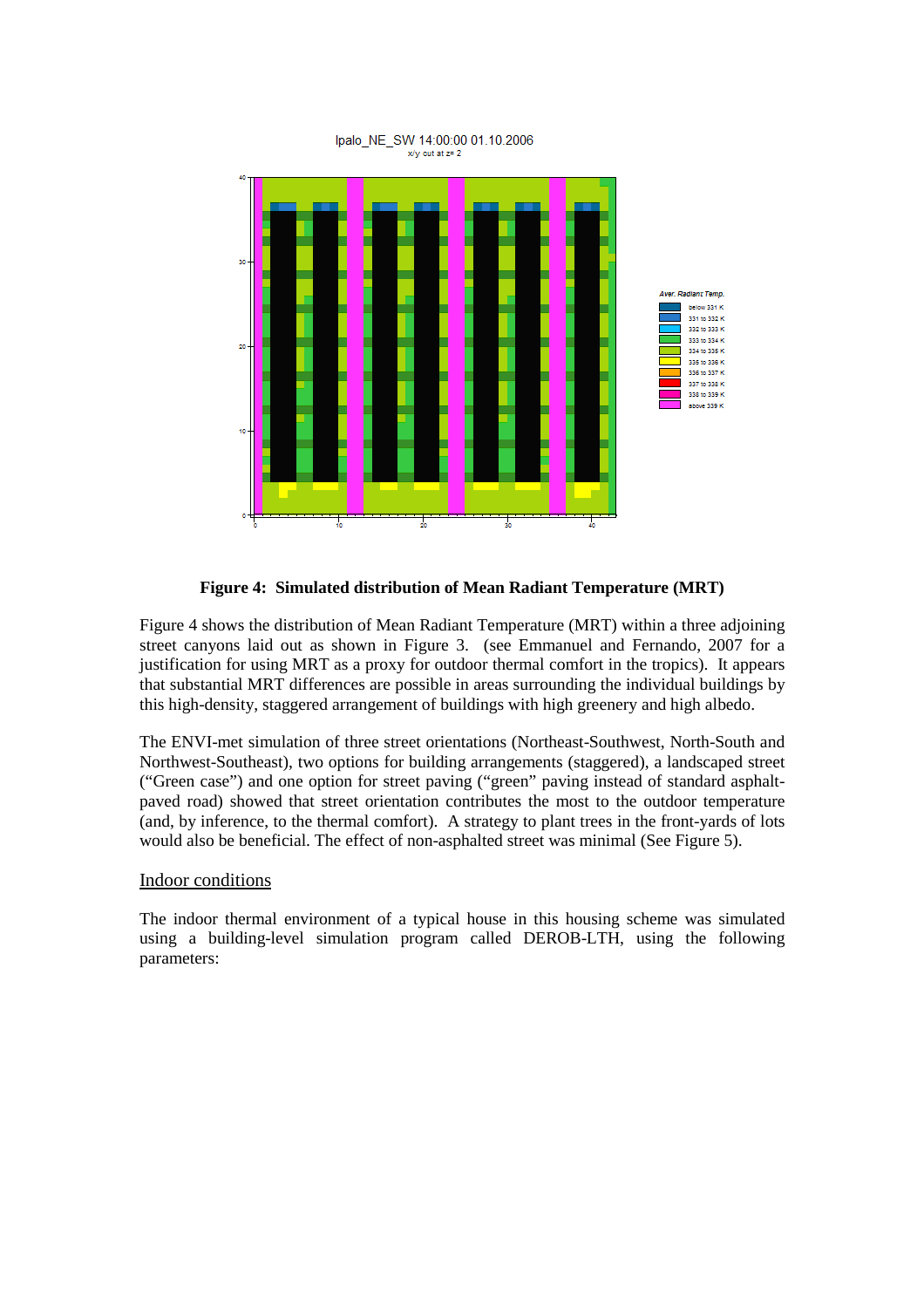**Figure 4: Simulated distribution of Mean Radiant Temperature (MRT)**

Figure 4 shows the distribution of Mean Radiant Temperature (MRT) within a three adjoining street canyons laid out as shown in Figure 3. (see Emmanuel and Fernando, 2007 for a justification for using MRT as a proxy for outdoor thermal comfort in the tropics). It appears that substantial MRT differences are possible in areas surrounding the individual buildings by this high-density, staggered arrangement of buildings with high greenery and high albedo.

The ENVI-met simulation of three street orientations (Northeast-Southwest, North-South and Northwest-Southeast), two options for building arrangements (staggered), a landscaped street ("Green case") and one option for street paving ("green" paving instead of standard asphalt-paved road) showed that street orientation contributes the most to the outdoor temperature (and, by inference, to the thermal comfort). A strategy to plant trees in the front-yards of lots would also be beneficial. The effect of non-asphalted street was minimal (See Figure 5).

## Indoor conditions

The indoor thermal environment of a typical house in this housing scheme was simulated using a building-level simulation program called DEROB-LTH, using the following parameters: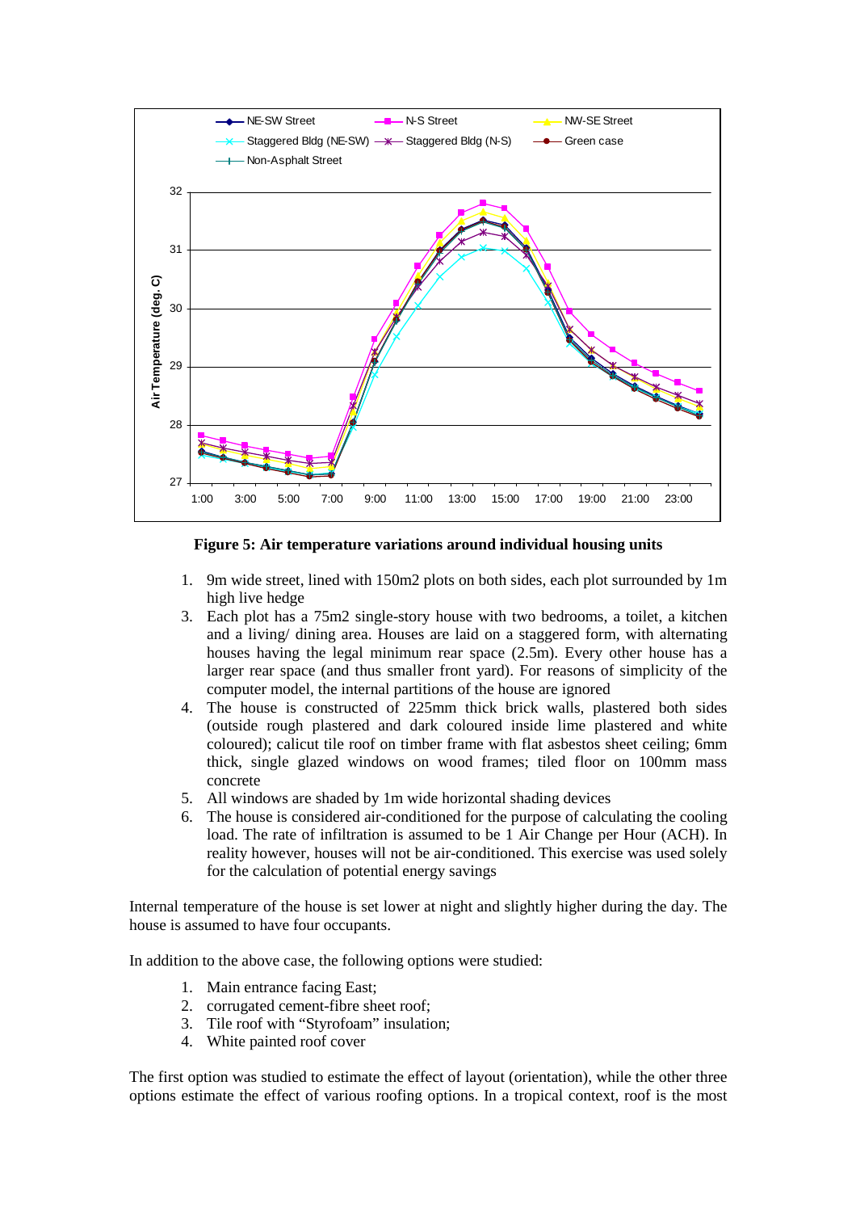**Figure 5: Air temperature variations around individual housing units**

1. 9m wide street, lined with 150m2 plots on both sides, each plot surrounded by 1m high live hedge
3. Each plot has a 75m2 single-story house with two bedrooms, a toilet, a kitchen and a living/ dining area. Houses are laid on a staggered form, with alternating houses having the legal minimum rear space (2.5m). Every other house has a larger rear space (and thus smaller front yard). For reasons of simplicity of the computer model, the internal partitions of the house are ignored
4. The house is constructed of 225mm thick brick walls, plastered both sides (outside rough plastered and dark coloured inside lime plastered and white coloured); calicut tile roof on timber frame with flat asbestos sheet ceiling; 6mm thick, single glazed windows on wood frames; tiled floor on 100mm mass concrete
5. All windows are shaded by 1m wide horizontal shading devices
6. The house is considered air-conditioned for the purpose of calculating the cooling load. The rate of infiltration is assumed to be 1 Air Change per Hour (ACH). In reality however, houses will not be air-conditioned. This exercise was used solely for the calculation of potential energy savings

Internal temperature of the house is set lower at night and slightly higher during the day. The house is assumed to have four occupants.

In addition to the above case, the following options were studied:

1. Main entrance facing East;
2. corrugated cement-fibre sheet roof;
3. Tile roof with "Styrofoam" insulation;
4. White painted roof cover

The first option was studied to estimate the effect of layout (orientation), while the other three options estimate the effect of various roofing options. In a tropical context, roof is the most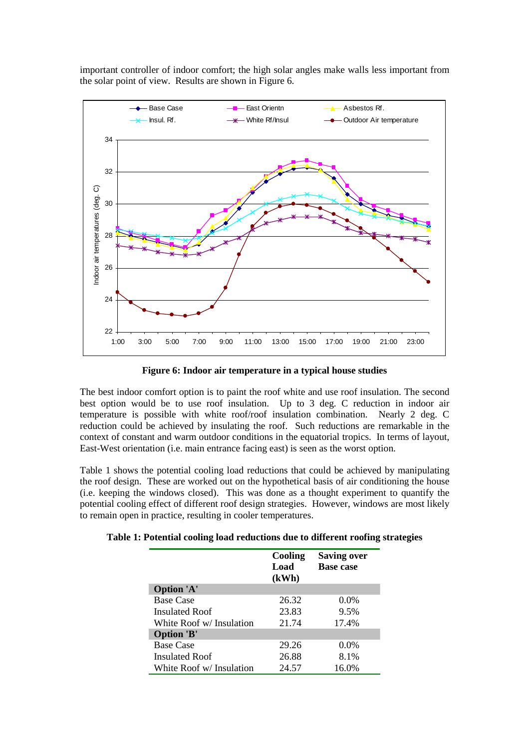important controller of indoor comfort; the high solar angles make walls less important from the solar point of view. Results are shown in Figure 6.

**Figure 6: Indoor air temperature in a typical house studies**

The best indoor comfort option is to paint the roof white and use roof insulation. The second best option would be to use roof insulation. Up to 3 deg. C reduction in indoor air temperature is possible with white roof/roof insulation combination. Nearly 2 deg. C reduction could be achieved by insulating the roof. Such reductions are remarkable in the context of constant and warm outdoor conditions in the equatorial tropics. In terms of layout, East-West orientation (i.e. main entrance facing east) is seen as the worst option.

Table 1 shows the potential cooling load reductions that could be achieved by manipulating the roof design. These are worked out on the hypothetical basis of air conditioning the house (i.e. keeping the windows closed). This was done as a thought experiment to quantify the potential cooling effect of different roof design strategies. However, windows are most likely to remain open in practice, resulting in cooler temperatures.

**Table 1: Potential cooling load reductions due to different roofing strategies**

| | Cooling Load (kWh) | Saving over Base case |
|---|---|---|
| **Option 'A'** | | |
| Base Case | 26.32 | 0.0% |
| Insulated Roof | 23.83 | 9.5% |
| White Roof w/ Insulation | 21.74 | 17.4% |
| **Option 'B'** | | |
| Base Case | 29.26 | 0.0% |
| Insulated Roof | 26.88 | 8.1% |
| White Roof w/ Insulation | 24.57 | 16.0% |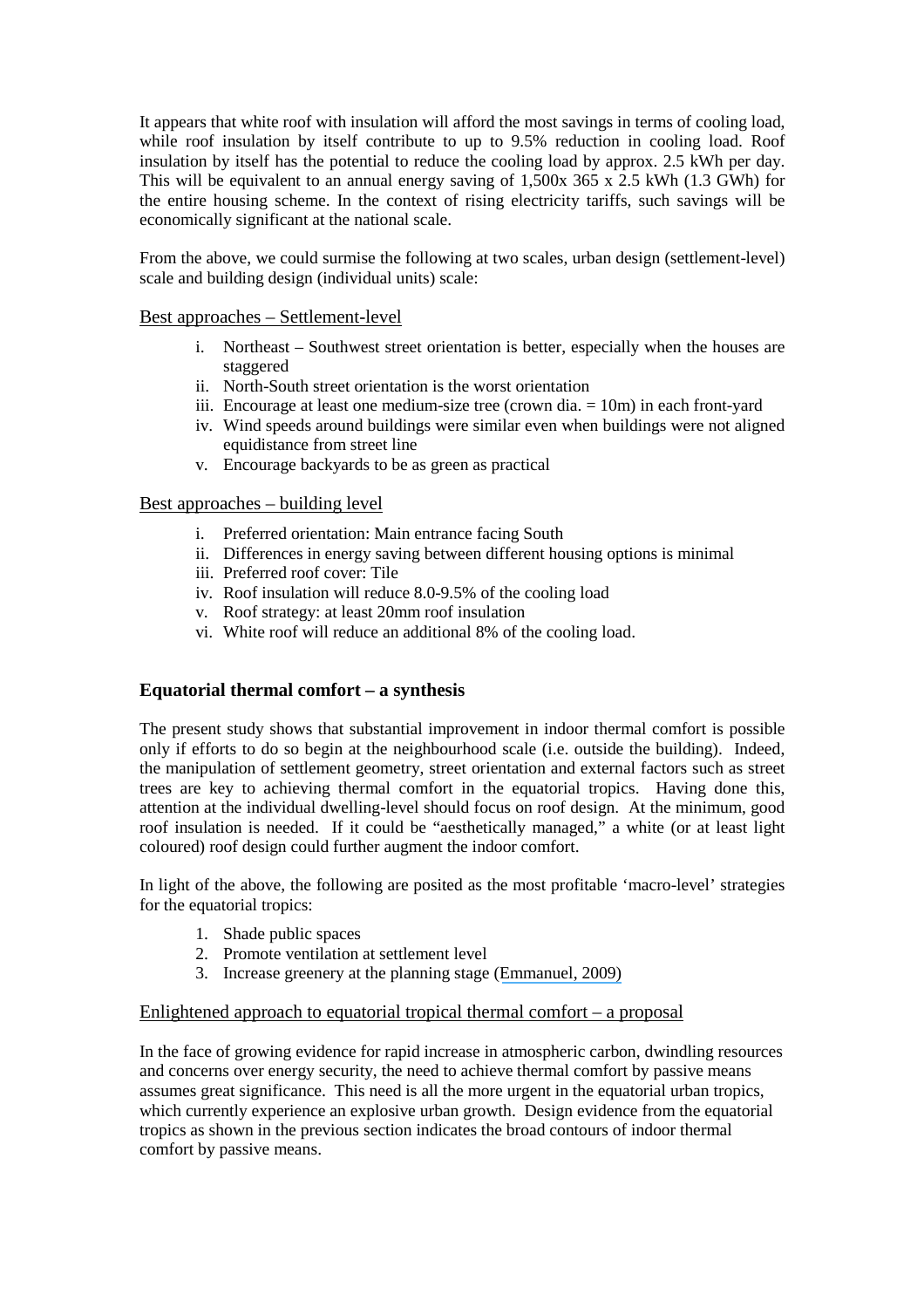It appears that white roof with insulation will afford the most savings in terms of cooling load, while roof insulation by itself contribute to up to 9.5% reduction in cooling load. Roof insulation by itself has the potential to reduce the cooling load by approx. 2.5 kWh per day. This will be equivalent to an annual energy saving of 1,500x 365 x 2.5 kWh (1.3 GWh) for the entire housing scheme. In the context of rising electricity tariffs, such savings will be economically significant at the national scale.

From the above, we could surmise the following at two scales, urban design (settlement-level) scale and building design (individual units) scale:

Best approaches – Settlement-level

i. Northeast – Southwest street orientation is better, especially when the houses are staggered
ii. North-South street orientation is the worst orientation
iii. Encourage at least one medium-size tree (crown dia. = 10m) in each front-yard
iv. Wind speeds around buildings were similar even when buildings were not aligned equidistance from street line
v. Encourage backyards to be as green as practical

Best approaches – building level

i. Preferred orientation: Main entrance facing South
ii. Differences in energy saving between different housing options is minimal
iii. Preferred roof cover: Tile
iv. Roof insulation will reduce 8.0-9.5% of the cooling load
v. Roof strategy: at least 20mm roof insulation
vi. White roof will reduce an additional 8% of the cooling load.

## Equatorial thermal comfort – a synthesis

The present study shows that substantial improvement in indoor thermal comfort is possible only if efforts to do so begin at the neighbourhood scale (i.e. outside the building). Indeed, the manipulation of settlement geometry, street orientation and external factors such as street trees are key to achieving thermal comfort in the equatorial tropics. Having done this, attention at the individual dwelling-level should focus on roof design. At the minimum, good roof insulation is needed. If it could be "aesthetically managed," a white (or at least light coloured) roof design could further augment the indoor comfort.

In light of the above, the following are posited as the most profitable 'macro-level' strategies for the equatorial tropics:

1. Shade public spaces
2. Promote ventilation at settlement level
3. Increase greenery at the planning stage (Emmanuel, 2009)

Enlightened approach to equatorial tropical thermal comfort – a proposal

In the face of growing evidence for rapid increase in atmospheric carbon, dwindling resources and concerns over energy security, the need to achieve thermal comfort by passive means assumes great significance. This need is all the more urgent in the equatorial urban tropics, which currently experience an explosive urban growth. Design evidence from the equatorial tropics as shown in the previous section indicates the broad contours of indoor thermal comfort by passive means.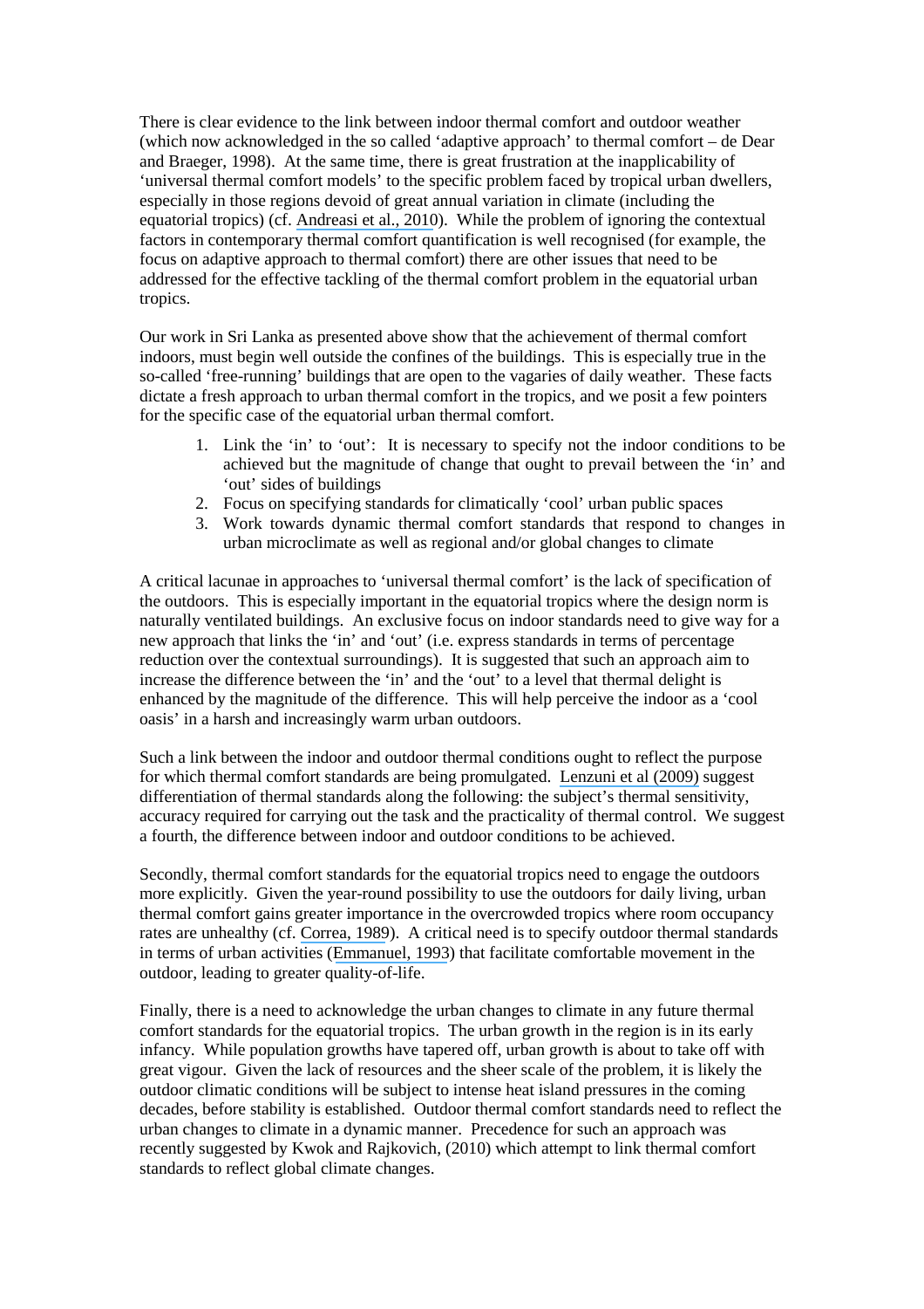There is clear evidence to the link between indoor thermal comfort and outdoor weather (which now acknowledged in the so called 'adaptive approach' to thermal comfort – de Dear and Braeger, 1998). At the same time, there is great frustration at the inapplicability of 'universal thermal comfort models' to the specific problem faced by tropical urban dwellers, especially in those regions devoid of great annual variation in climate (including the equatorial tropics) (cf. Andreasi et al., 2010). While the problem of ignoring the contextual factors in contemporary thermal comfort quantification is well recognised (for example, the focus on adaptive approach to thermal comfort) there are other issues that need to be addressed for the effective tackling of the thermal comfort problem in the equatorial urban tropics.

Our work in Sri Lanka as presented above show that the achievement of thermal comfort indoors, must begin well outside the confines of the buildings. This is especially true in the so-called 'free-running' buildings that are open to the vagaries of daily weather. These facts dictate a fresh approach to urban thermal comfort in the tropics, and we posit a few pointers for the specific case of the equatorial urban thermal comfort.

1. Link the 'in' to 'out': It is necessary to specify not the indoor conditions to be achieved but the magnitude of change that ought to prevail between the 'in' and 'out' sides of buildings
2. Focus on specifying standards for climatically 'cool' urban public spaces
3. Work towards dynamic thermal comfort standards that respond to changes in urban microclimate as well as regional and/or global changes to climate

A critical lacunae in approaches to 'universal thermal comfort' is the lack of specification of the outdoors. This is especially important in the equatorial tropics where the design norm is naturally ventilated buildings. An exclusive focus on indoor standards need to give way for a new approach that links the 'in' and 'out' (i.e. express standards in terms of percentage reduction over the contextual surroundings). It is suggested that such an approach aim to increase the difference between the 'in' and the 'out' to a level that thermal delight is enhanced by the magnitude of the difference. This will help perceive the indoor as a 'cool oasis' in a harsh and increasingly warm urban outdoors.

Such a link between the indoor and outdoor thermal conditions ought to reflect the purpose for which thermal comfort standards are being promulgated. Lenzuni et al (2009) suggest differentiation of thermal standards along the following: the subject's thermal sensitivity, accuracy required for carrying out the task and the practicality of thermal control. We suggest a fourth, the difference between indoor and outdoor conditions to be achieved.

Secondly, thermal comfort standards for the equatorial tropics need to engage the outdoors more explicitly. Given the year-round possibility to use the outdoors for daily living, urban thermal comfort gains greater importance in the overcrowded tropics where room occupancy rates are unhealthy (cf. Correa, 1989). A critical need is to specify outdoor thermal standards in terms of urban activities (Emmanuel, 1993) that facilitate comfortable movement in the outdoor, leading to greater quality-of-life.

Finally, there is a need to acknowledge the urban changes to climate in any future thermal comfort standards for the equatorial tropics. The urban growth in the region is in its early infancy. While population growths have tapered off, urban growth is about to take off with great vigour. Given the lack of resources and the sheer scale of the problem, it is likely the outdoor climatic conditions will be subject to intense heat island pressures in the coming decades, before stability is established. Outdoor thermal comfort standards need to reflect the urban changes to climate in a dynamic manner. Precedence for such an approach was recently suggested by Kwok and Rajkovich, (2010) which attempt to link thermal comfort standards to reflect global climate changes.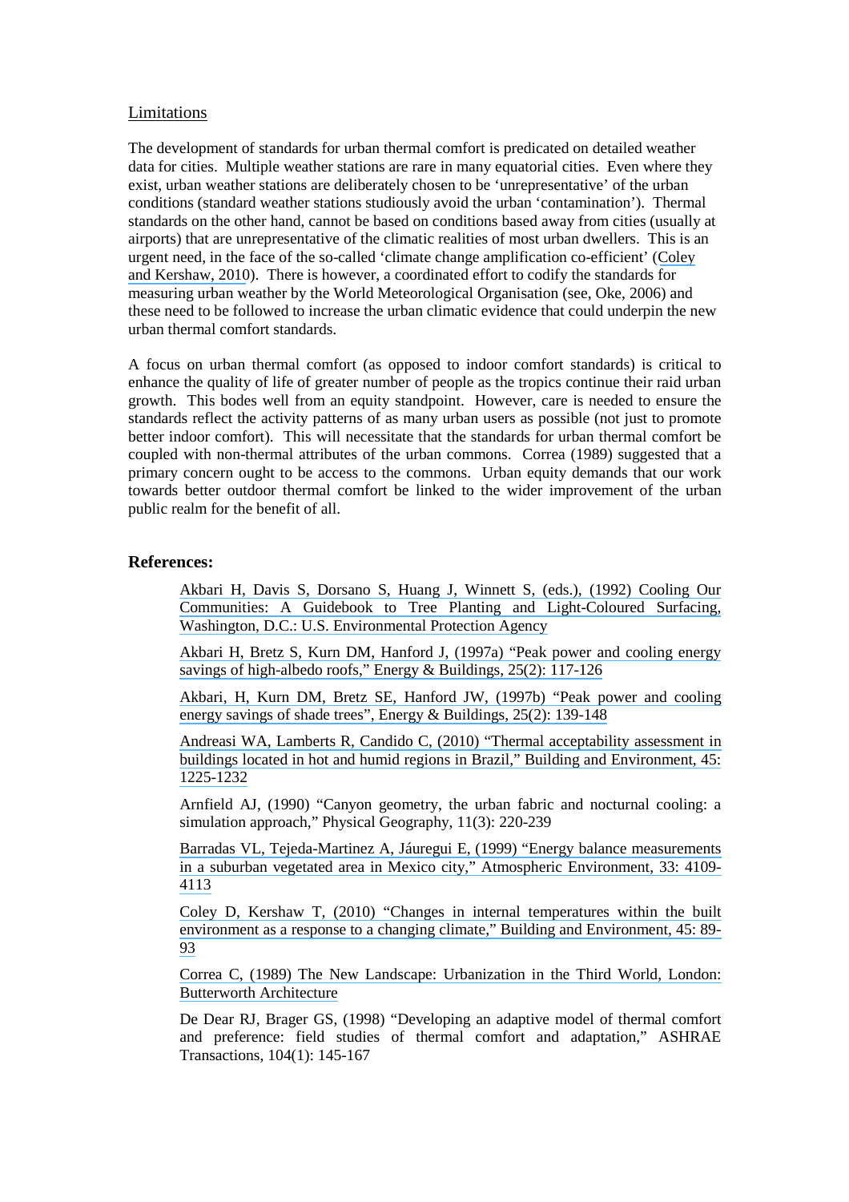## Limitations

The development of standards for urban thermal comfort is predicated on detailed weather data for cities. Multiple weather stations are rare in many equatorial cities. Even where they exist, urban weather stations are deliberately chosen to be 'unrepresentative' of the urban conditions (standard weather stations studiously avoid the urban 'contamination'). Thermal standards on the other hand, cannot be based on conditions based away from cities (usually at airports) that are unrepresentative of the climatic realities of most urban dwellers. This is an urgent need, in the face of the so-called 'climate change amplification co-efficient' (Coley and Kershaw, 2010). There is however, a coordinated effort to codify the standards for measuring urban weather by the World Meteorological Organisation (see, Oke, 2006) and these need to be followed to increase the urban climatic evidence that could underpin the new urban thermal comfort standards.

A focus on urban thermal comfort (as opposed to indoor comfort standards) is critical to enhance the quality of life of greater number of people as the tropics continue their raid urban growth. This bodes well from an equity standpoint. However, care is needed to ensure the standards reflect the activity patterns of as many urban users as possible (not just to promote better indoor comfort). This will necessitate that the standards for urban thermal comfort be coupled with non-thermal attributes of the urban commons. Correa (1989) suggested that a primary concern ought to be access to the commons. Urban equity demands that our work towards better outdoor thermal comfort be linked to the wider improvement of the urban public realm for the benefit of all.

## References:

Akbari H, Davis S, Dorsano S, Huang J, Winnett S, (eds.), (1992) Cooling Our Communities: A Guidebook to Tree Planting and Light-Coloured Surfacing, Washington, D.C.: U.S. Environmental Protection Agency

Akbari H, Bretz S, Kurn DM, Hanford J, (1997a) "Peak power and cooling energy savings of high-albedo roofs," Energy & Buildings, 25(2): 117-126

Akbari, H, Kurn DM, Bretz SE, Hanford JW, (1997b) "Peak power and cooling energy savings of shade trees", Energy & Buildings, 25(2): 139-148

Andreasi WA, Lamberts R, Candido C, (2010) "Thermal acceptability assessment in buildings located in hot and humid regions in Brazil," Building and Environment, 45: 1225-1232

Arnfield AJ, (1990) "Canyon geometry, the urban fabric and nocturnal cooling: a simulation approach," Physical Geography, 11(3): 220-239

Barradas VL, Tejeda-Martinez A, Jáuregui E, (1999) "Energy balance measurements in a suburban vegetated area in Mexico city," Atmospheric Environment, 33: 4109-4113

Coley D, Kershaw T, (2010) "Changes in internal temperatures within the built environment as a response to a changing climate," Building and Environment, 45: 89-93

Correa C, (1989) The New Landscape: Urbanization in the Third World, London: Butterworth Architecture

De Dear RJ, Brager GS, (1998) "Developing an adaptive model of thermal comfort and preference: field studies of thermal comfort and adaptation," ASHRAE Transactions, 104(1): 145-167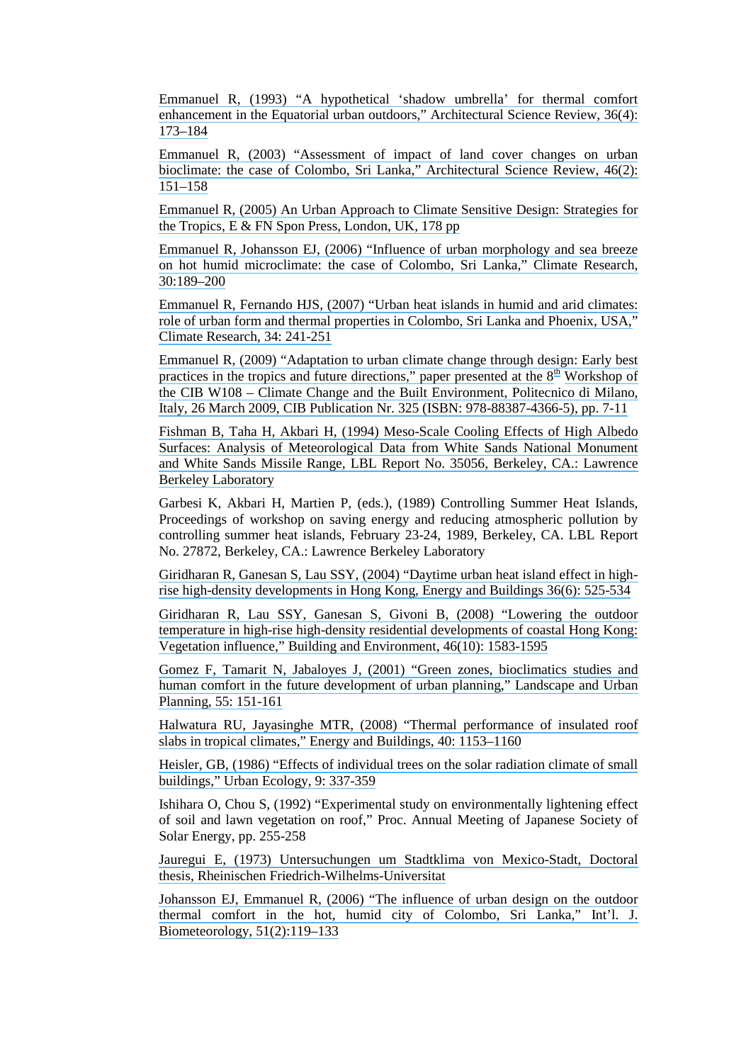Emmanuel R, (1993) "A hypothetical 'shadow umbrella' for thermal comfort enhancement in the Equatorial urban outdoors," Architectural Science Review, 36(4): 173–184

Emmanuel R, (2003) "Assessment of impact of land cover changes on urban bioclimate: the case of Colombo, Sri Lanka," Architectural Science Review, 46(2): 151–158

Emmanuel R, (2005) An Urban Approach to Climate Sensitive Design: Strategies for the Tropics, E & FN Spon Press, London, UK, 178 pp

Emmanuel R, Johansson EJ, (2006) "Influence of urban morphology and sea breeze on hot humid microclimate: the case of Colombo, Sri Lanka," Climate Research, 30:189–200

Emmanuel R, Fernando HJS, (2007) "Urban heat islands in humid and arid climates: role of urban form and thermal properties in Colombo, Sri Lanka and Phoenix, USA," Climate Research, 34: 241-251

Emmanuel R, (2009) "Adaptation to urban climate change through design: Early best practices in the tropics and future directions," paper presented at the 8th Workshop of the CIB W108 – Climate Change and the Built Environment, Politecnico di Milano, Italy, 26 March 2009, CIB Publication Nr. 325 (ISBN: 978-88387-4366-5), pp. 7-11

Fishman B, Taha H, Akbari H, (1994) Meso-Scale Cooling Effects of High Albedo Surfaces: Analysis of Meteorological Data from White Sands National Monument and White Sands Missile Range, LBL Report No. 35056, Berkeley, CA.: Lawrence Berkeley Laboratory

Garbesi K, Akbari H, Martien P, (eds.), (1989) Controlling Summer Heat Islands, Proceedings of workshop on saving energy and reducing atmospheric pollution by controlling summer heat islands, February 23-24, 1989, Berkeley, CA. LBL Report No. 27872, Berkeley, CA.: Lawrence Berkeley Laboratory

Giridharan R, Ganesan S, Lau SSY, (2004) "Daytime urban heat island effect in high-rise high-density developments in Hong Kong, Energy and Buildings 36(6): 525-534

Giridharan R, Lau SSY, Ganesan S, Givoni B, (2008) "Lowering the outdoor temperature in high-rise high-density residential developments of coastal Hong Kong: Vegetation influence," Building and Environment, 46(10): 1583-1595

Gomez F, Tamarit N, Jabaloyes J, (2001) "Green zones, bioclimatics studies and human comfort in the future development of urban planning," Landscape and Urban Planning, 55: 151-161

Halwatura RU, Jayasinghe MTR, (2008) "Thermal performance of insulated roof slabs in tropical climates," Energy and Buildings, 40: 1153–1160

Heisler, GB, (1986) "Effects of individual trees on the solar radiation climate of small buildings," Urban Ecology, 9: 337-359

Ishihara O, Chou S, (1992) "Experimental study on environmentally lightening effect of soil and lawn vegetation on roof," Proc. Annual Meeting of Japanese Society of Solar Energy, pp. 255-258

Jauregui E, (1973) Untersuchungen um Stadtklima von Mexico-Stadt, Doctoral thesis, Rheinischen Friedrich-Wilhelms-Universitat

Johansson EJ, Emmanuel R, (2006) "The influence of urban design on the outdoor thermal comfort in the hot, humid city of Colombo, Sri Lanka," Int'l. J. Biometeorology, 51(2):119–133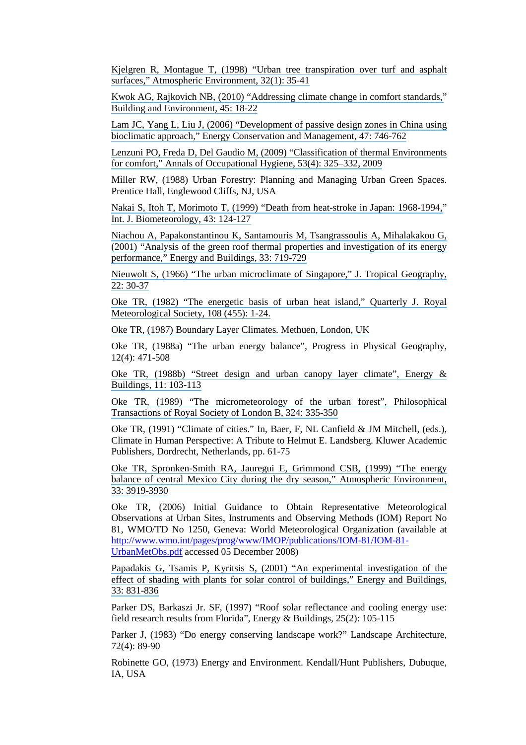Kjelgren R, Montague T, (1998) “Urban tree transpiration over turf and asphalt surfaces,” Atmospheric Environment, 32(1): 35-41

Kwok AG, Rajkovich NB, (2010) “Addressing climate change in comfort standards,” Building and Environment, 45: 18-22

Lam JC, Yang L, Liu J, (2006) “Development of passive design zones in China using bioclimatic approach,” Energy Conservation and Management, 47: 746-762

Lenzuni PO, Freda D, Del Gaudio M, (2009) “Classification of thermal Environments for comfort,” Annals of Occupational Hygiene, 53(4): 325–332, 2009

Miller RW, (1988) Urban Forestry: Planning and Managing Urban Green Spaces. Prentice Hall, Englewood Cliffs, NJ, USA

Nakai S, Itoh T, Morimoto T, (1999) “Death from heat-stroke in Japan: 1968-1994,” Int. J. Biometeorology, 43: 124-127

Niachou A, Papakonstantinou K, Santamouris M, Tsangrassoulis A, Mihalakakou G, (2001) “Analysis of the green roof thermal properties and investigation of its energy performance,” Energy and Buildings, 33: 719-729

Nieuwolt S, (1966) “The urban microclimate of Singapore,” J. Tropical Geography, 22: 30-37

Oke TR, (1982) “The energetic basis of urban heat island,” Quarterly J. Royal Meteorological Society, 108 (455): 1-24.

Oke TR, (1987) Boundary Layer Climates. Methuen, London, UK

Oke TR, (1988a) “The urban energy balance”, Progress in Physical Geography, 12(4): 471-508

Oke TR, (1988b) “Street design and urban canopy layer climate”, Energy & Buildings, 11: 103-113

Oke TR, (1989) “The micrometeorology of the urban forest”, Philosophical Transactions of Royal Society of London B, 324: 335-350

Oke TR, (1991) “Climate of cities.” In, Baer, F, NL Canfield & JM Mitchell, (eds.), Climate in Human Perspective: A Tribute to Helmut E. Landsberg. Kluwer Academic Publishers, Dordrecht, Netherlands, pp. 61-75

Oke TR, Spronken-Smith RA, Jauregui E, Grimmond CSB, (1999) “The energy balance of central Mexico City during the dry season,” Atmospheric Environment, 33: 3919-3930

Oke TR, (2006) Initial Guidance to Obtain Representative Meteorological Observations at Urban Sites, Instruments and Observing Methods (IOM) Report No 81, WMO/TD No 1250, Geneva: World Meteorological Organization (available at http://www.wmo.int/pages/prog/www/IMOP/publications/IOM-81/IOM-81-UrbanMetObs.pdf accessed 05 December 2008)

Papadakis G, Tsamis P, Kyritsis S, (2001) “An experimental investigation of the effect of shading with plants for solar control of buildings,” Energy and Buildings, 33: 831-836

Parker DS, Barkaszi Jr. SF, (1997) “Roof solar reflectance and cooling energy use: field research results from Florida”, Energy & Buildings, 25(2): 105-115

Parker J, (1983) “Do energy conserving landscape work?” Landscape Architecture, 72(4): 89-90

Robinette GO, (1973) Energy and Environment. Kendall/Hunt Publishers, Dubuque, IA, USA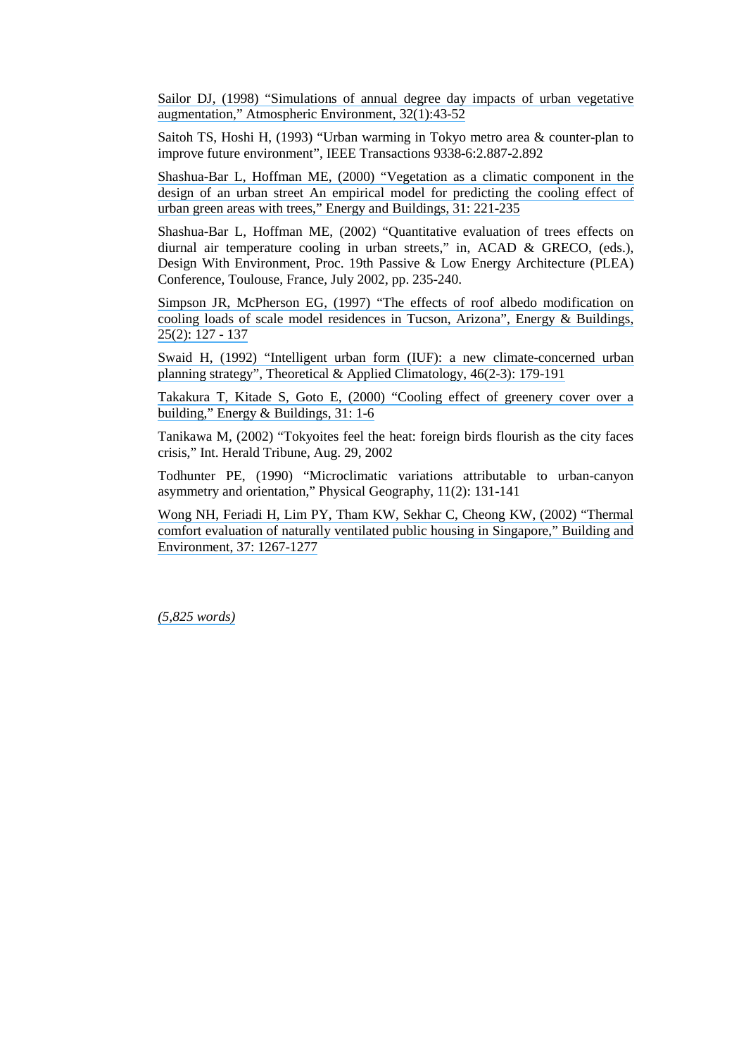Sailor DJ, (1998) “Simulations of annual degree day impacts of urban vegetative augmentation,” Atmospheric Environment, 32(1):43-52

Saitoh TS, Hoshi H, (1993) “Urban warming in Tokyo metro area & counter-plan to improve future environment”, IEEE Transactions 9338-6:2.887-2.892

Shashua-Bar L, Hoffman ME, (2000) “Vegetation as a climatic component in the design of an urban street An empirical model for predicting the cooling effect of urban green areas with trees,” Energy and Buildings, 31: 221-235

Shashua-Bar L, Hoffman ME, (2002) “Quantitative evaluation of trees effects on diurnal air temperature cooling in urban streets,” in, ACAD & GRECO, (eds.), Design With Environment, Proc. 19th Passive & Low Energy Architecture (PLEA) Conference, Toulouse, France, July 2002, pp. 235-240.

Simpson JR, McPherson EG, (1997) “The effects of roof albedo modification on cooling loads of scale model residences in Tucson, Arizona”, Energy & Buildings, 25(2): 127 - 137

Swaid H, (1992) “Intelligent urban form (IUF): a new climate-concerned urban planning strategy”, Theoretical & Applied Climatology, 46(2-3): 179-191

Takakura T, Kitade S, Goto E, (2000) “Cooling effect of greenery cover over a building,” Energy & Buildings, 31: 1-6

Tanikawa M, (2002) “Tokyoites feel the heat: foreign birds flourish as the city faces crisis,” Int. Herald Tribune, Aug. 29, 2002

Todhunter PE, (1990) “Microclimatic variations attributable to urban-canyon asymmetry and orientation,” Physical Geography, 11(2): 131-141

Wong NH, Feriadi H, Lim PY, Tham KW, Sekhar C, Cheong KW, (2002) “Thermal comfort evaluation of naturally ventilated public housing in Singapore,” Building and Environment, 37: 1267-1277

*(5,825 words)*